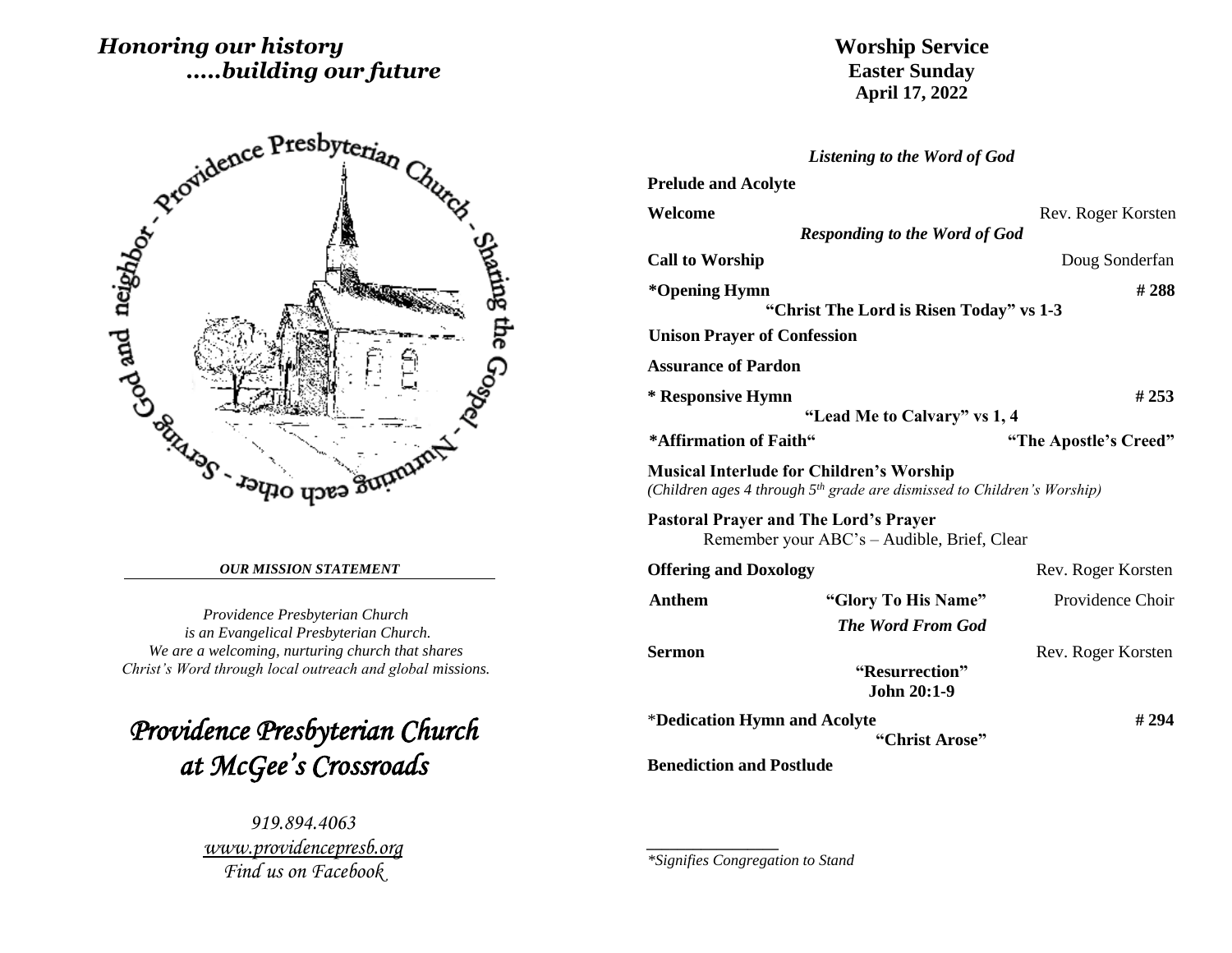*Honoring our history*
*.....building our future*

Providence Presbyterian Church - Sharing the Gospel - Nurturing each other - Serving God and neighbor

***OUR MISSION STATEMENT***

*Providence Presbyterian Church*
*is an Evangelical Presbyterian Church.*
*We are a welcoming, nurturing church that shares*
*Christ's Word through local outreach and global missions.*

# *Providence Presbyterian Church at McGee's Crossroads*

*919.894.4063*
*www.providencepresb.org*
*Find us on Facebook*

# Worship Service
## Easter Sunday
## April 17, 2022

***Listening to the Word of God***

**Prelude and Acolyte**

**Welcome** — Rev. Roger Korsten

***Responding to the Word of God***

**Call to Worship** — Doug Sonderfan

**\*Opening Hymn** — **# 288**
**"Christ The Lord is Risen Today" vs 1-3**

**Unison Prayer of Confession**

**Assurance of Pardon**

**\* Responsive Hymn** — **# 253**
**"Lead Me to Calvary" vs 1, 4**

**\*Affirmation of Faith"** — **"The Apostle's Creed"**

**Musical Interlude for Children's Worship**
*(Children ages 4 through 5th grade are dismissed to Children's Worship)*

**Pastoral Prayer and The Lord's Prayer**
Remember your ABC's – Audible, Brief, Clear

**Offering and Doxology** — Rev. Roger Korsten

**Anthem** — **"Glory To His Name"** — Providence Choir

***The Word From God***

**Sermon** — Rev. Roger Korsten
**"Resurrection"**
**John 20:1-9**

\***Dedication Hymn and Acolyte** — **# 294**
**"Christ Arose"**

**Benediction and Postlude**

---

*\*Signifies Congregation to Stand*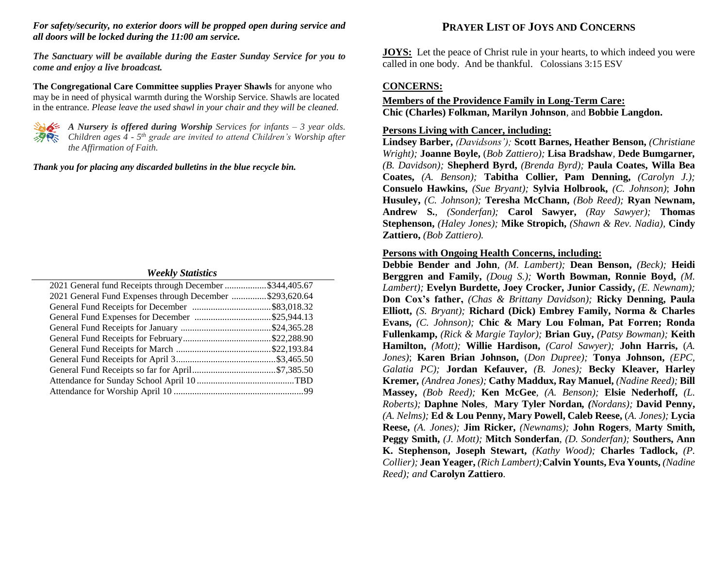***For safety/security, no exterior doors will be propped open during service and all doors will be locked during the 11:00 am service.***

***The Sanctuary will be available during the Easter Sunday Service for you to come and enjoy a live broadcast.***

**The Congregational Care Committee supplies Prayer Shawls** for anyone who may be in need of physical warmth during the Worship Service. Shawls are located in the entrance. *Please leave the used shawl in your chair and they will be cleaned.*

***A Nursery is offered during Worship*** *Services for infants – 3 year olds. Children ages 4 - 5th grade are invited to attend Children's Worship after the Affirmation of Faith.*

***Thank you for placing any discarded bulletins in the blue recycle bin.***

### *Weekly Statistics*

| | |
|---|---|
| 2021 General fund Receipts through December | $344,405.67 |
| 2021 General Fund Expenses through December | $293,620.64 |
| General Fund Receipts for December | $83,018.32 |
| General Fund Expenses for December | $25,944.13 |
| General Fund Receipts for January | $24,365.28 |
| General Fund Receipts for February | $22,288.90 |
| General Fund Receipts for March | $22,193.84 |
| General Fund Receipts for April 3 | $3,465.50 |
| General Fund Receipts so far for April | $7,385.50 |
| Attendance for Sunday School April 10 | TBD |
| Attendance for Worship April 10 | 99 |

## PRAYER LIST OF JOYS AND CONCERNS

**JOYS:** Let the peace of Christ rule in your hearts, to which indeed you were called in one body. And be thankful. Colossians 3:15 ESV

**CONCERNS:**

**Members of the Providence Family in Long-Term Care:**
**Chic (Charles) Folkman, Marilyn Johnson**, and **Bobbie Langdon.**

**Persons Living with Cancer, including:**
**Lindsey Barber,** *(Davidsons');* **Scott Barnes, Heather Benson,** *(Christiane Wright);* **Joanne Boyle,** (*Bob Zattiero);* **Lisa Bradshaw**, **Dede Bumgarner,** *(B. Davidson);* **Shepherd Byrd,** *(Brenda Byrd);* **Paula Coates, Willa Bea Coates,** *(A. Benson);* **Tabitha Collier, Pam Denning,** *(Carolyn J.);* **Consuelo Hawkins,** *(Sue Bryant);* **Sylvia Holbrook,** *(C. Johnson)*; **John Husuley,** *(C. Johnson);* **Teresha McChann,** *(Bob Reed);* **Ryan Newnam, Andrew S.**, *(Sonderfan);* **Carol Sawyer,** *(Ray Sawyer);* **Thomas Stephenson,** *(Haley Jones);* **Mike Stropich,** *(Shawn & Rev. Nadia)*, **Cindy Zattiero,** *(Bob Zattiero).*

**Persons with Ongoing Health Concerns, including:**
**Debbie Bender and John**, *(M. Lambert);* **Dean Benson,** *(Beck);* **Heidi Berggren and Family,** *(Doug S.);* **Worth Bowman, Ronnie Boyd,** *(M. Lambert);* **Evelyn Burdette, Joey Crocker, Junior Cassidy,** *(E. Newnam);* **Don Cox's father,** *(Chas & Brittany Davidson);* **Ricky Denning, Paula Elliott,** *(S. Bryant);* **Richard (Dick) Embrey Family, Norma & Charles Evans,** *(C. Johnson);* **Chic & Mary Lou Folman, Pat Forren; Ronda Fullenkamp,** *(Rick & Margie Taylor);* **Brian Guy,** *(Patsy Bowman);* **Keith Hamilton,** *(Mott);* **Willie Hardison,** *(Carol Sawyer);* **John Harris,** (*A. Jones)*; **Karen Brian Johnson,** (*Don Dupree);* **Tonya Johnson,** *(EPC, Galatia PC);* **Jordan Kefauver,** *(B. Jones);* **Becky Kleaver, Harley Kremer,** *(Andrea Jones);* **Cathy Maddux, Ray Manuel,** *(Nadine Reed);* **Bill Massey,** *(Bob Reed);* **Ken McGee**, *(A. Benson);* **Elsie Nederhoff,** *(L. Roberts);* **Daphne Noles**, **Mary Tyler Nordan,** ***(****Nordans);* **David Penny,** *(A. Nelms);* **Ed & Lou Penny, Mary Powell, Caleb Reese,** (*A. Jones);* **Lycia Reese,** *(A. Jones);* **Jim Ricker,** *(Newnams);* **John Rogers**, **Marty Smith, Peggy Smith,** *(J. Mott);* **Mitch Sonderfan**, *(D. Sonderfan);* **Southers, Ann K. Stephenson, Joseph Stewart,** *(Kathy Wood);* **Charles Tadlock,** *(P. Collier);* **Jean Yeager,** *(Rich Lambert);***Calvin Younts, Eva Younts,** *(Nadine Reed); and* **Carolyn Zattiero**.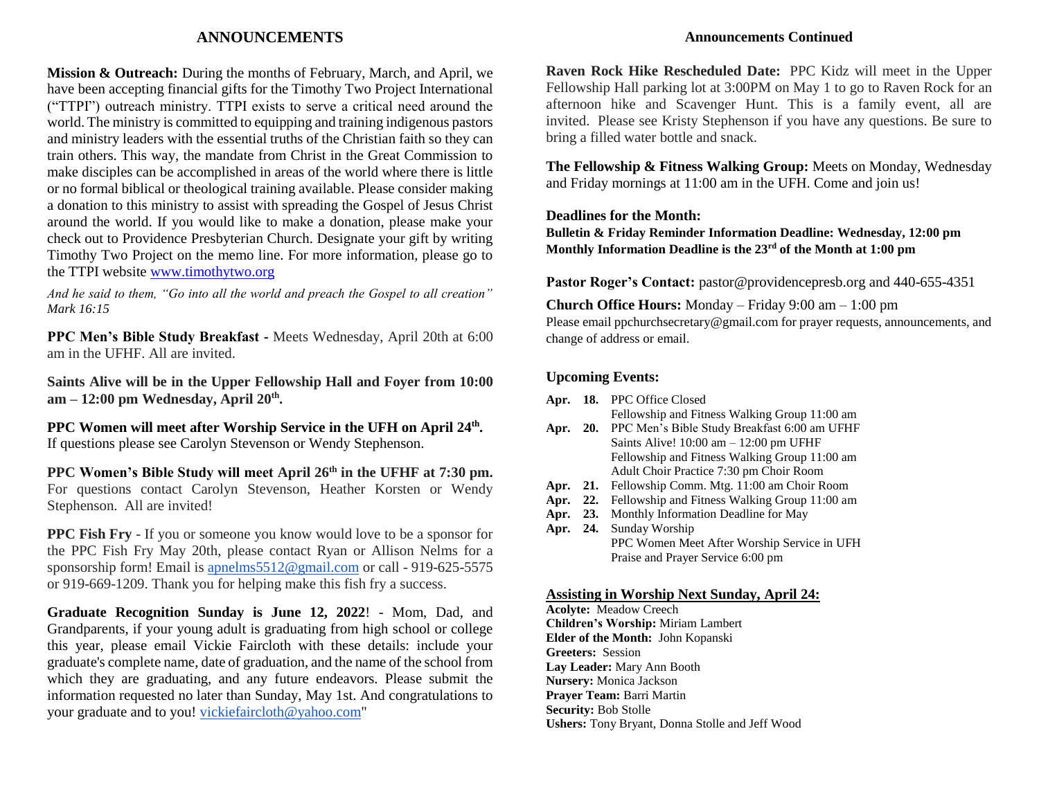## ANNOUNCEMENTS

**Mission & Outreach:** During the months of February, March, and April, we have been accepting financial gifts for the Timothy Two Project International ("TTPI") outreach ministry. TTPI exists to serve a critical need around the world. The ministry is committed to equipping and training indigenous pastors and ministry leaders with the essential truths of the Christian faith so they can train others. This way, the mandate from Christ in the Great Commission to make disciples can be accomplished in areas of the world where there is little or no formal biblical or theological training available. Please consider making a donation to this ministry to assist with spreading the Gospel of Jesus Christ around the world. If you would like to make a donation, please make your check out to Providence Presbyterian Church. Designate your gift by writing Timothy Two Project on the memo line. For more information, please go to the TTPI website www.timothytwo.org

*And he said to them, "Go into all the world and preach the Gospel to all creation" Mark 16:15*

**PPC Men's Bible Study Breakfast -** Meets Wednesday, April 20th at 6:00 am in the UFHF. All are invited.

**Saints Alive will be in the Upper Fellowship Hall and Foyer from 10:00 am – 12:00 pm Wednesday, April 20th.**

**PPC Women will meet after Worship Service in the UFH on April 24th.** If questions please see Carolyn Stevenson or Wendy Stephenson.

**PPC Women's Bible Study will meet April 26th in the UFHF at 7:30 pm.** For questions contact Carolyn Stevenson, Heather Korsten or Wendy Stephenson. All are invited!

**PPC Fish Fry** - If you or someone you know would love to be a sponsor for the PPC Fish Fry May 20th, please contact Ryan or Allison Nelms for a sponsorship form! Email is apnelms5512@gmail.com or call - 919-625-5575 or 919-669-1209. Thank you for helping make this fish fry a success.

**Graduate Recognition Sunday is June 12, 2022**! - Mom, Dad, and Grandparents, if your young adult is graduating from high school or college this year, please email Vickie Faircloth with these details: include your graduate's complete name, date of graduation, and the name of the school from which they are graduating, and any future endeavors. Please submit the information requested no later than Sunday, May 1st. And congratulations to your graduate and to you! vickiefaircloth@yahoo.com"

## Announcements Continued

**Raven Rock Hike Rescheduled Date:** PPC Kidz will meet in the Upper Fellowship Hall parking lot at 3:00PM on May 1 to go to Raven Rock for an afternoon hike and Scavenger Hunt. This is a family event, all are invited. Please see Kristy Stephenson if you have any questions. Be sure to bring a filled water bottle and snack.

**The Fellowship & Fitness Walking Group:** Meets on Monday, Wednesday and Friday mornings at 11:00 am in the UFH. Come and join us!

**Deadlines for the Month:**
**Bulletin & Friday Reminder Information Deadline: Wednesday, 12:00 pm**
**Monthly Information Deadline is the 23rd of the Month at 1:00 pm**

**Pastor Roger's Contact:** pastor@providencepresb.org and 440-655-4351

**Church Office Hours:** Monday – Friday 9:00 am – 1:00 pm
Please email ppchurchsecretary@gmail.com for prayer requests, announcements, and change of address or email.

**Upcoming Events:**

| | |
|---|---|
| **Apr. 18.** | PPC Office Closed<br>Fellowship and Fitness Walking Group 11:00 am |
| **Apr. 20.** | PPC Men's Bible Study Breakfast 6:00 am UFHF<br>Saints Alive! 10:00 am – 12:00 pm UFHF<br>Fellowship and Fitness Walking Group 11:00 am<br>Adult Choir Practice 7:30 pm Choir Room |
| **Apr. 21.** | Fellowship Comm. Mtg. 11:00 am Choir Room |
| **Apr. 22.** | Fellowship and Fitness Walking Group 11:00 am |
| **Apr. 23.** | Monthly Information Deadline for May |
| **Apr. 24.** | Sunday Worship<br>PPC Women Meet After Worship Service in UFH<br>Praise and Prayer Service 6:00 pm |

**Assisting in Worship Next Sunday, April 24:**

**Acolyte:** Meadow Creech
**Children's Worship:** Miriam Lambert
**Elder of the Month:** John Kopanski
**Greeters:** Session
**Lay Leader:** Mary Ann Booth
**Nursery:** Monica Jackson
**Prayer Team:** Barri Martin
**Security:** Bob Stolle
**Ushers:** Tony Bryant, Donna Stolle and Jeff Wood